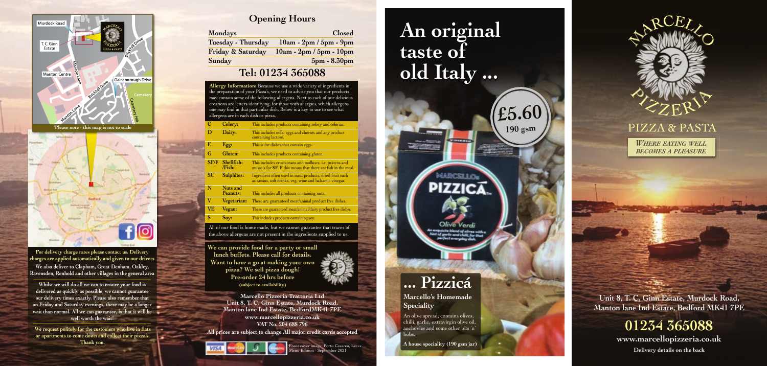Murdock Road

T.C. Ginn Estate

Manton Centre

Manton Lane

Brickhill Drive

Gainsborough Drive

Cemetery

Cemetery Hill

*Please note - this map is not to scale

**For delivery charge rates please contact us. Delivery charges are applied automatically and given to our drivers**

**We also deliver to Clapham, Great Denham, Oakley, Ravensden, Renhold and other villages in the general area**

**Whilst we will do all we can to ensure your food is delivered as quickly as possible, we cannot guarantee our delivery times exactly. Please also remember that on Friday and Saturday evenings, there may be a longer wait than normal. All we can guarantee, is that it will be well worth the wait!**

**We request politely for the customers who live in flats or apartments to come down and collect their pizza's. Thank you.**

## Opening Hours

| Mondays | Closed |
|---|---|
| Tuesday - Thursday | 10am - 2pm / 5pm - 9pm |
| Friday & Saturday | 10am - 2pm / 5pm - 10pm |
| Sunday | 5pm - 8.30pm |

## Tel: 01234 365088

**Allergy Information:** Because we use a wide variety of ingredients in the preparation of your Pizza's, we need to advise you that our products may contain some of the following allergens. Next to each of our delicious creations are letters identifying, for those with allergies, which allergens one may find in that particular dish. Below is a key to use to see what allergens are in each dish or pizza.

| | | |
|---|---|---|
| C | Celery: | This includes products containing celery and celeriac. |
| D | Dairy: | This includes milk, eggs and cheeses and any product containing lactose. |
| E | Egg: | This is for dishes that contain eggs. |
| G | Gluten: | This includes products containing gluten. |
| SF/F | Shellfish: /Fish: | This includes crustaceans and molluscs. i.e. prawns and mussels for SF. F this means that there are fish in the meal. |
| SU | Sulphites: | Ingredient often used in meat products, dried fruit such as raisins, soft drinks, veg. wine and balsamic vinegar. |
| N | Nuts and Peanuts: | This includes all products containing nuts. |
| V | Vegetarian: | These are guaranteed meat/animal product free dishes. |
| VE | Vegan: | These are guaranteed meat/animal/dairy product free dishes. |
| S | Soy: | This includes products containing soy. |

All of our food is home made, but we cannot guarantee that traces of the above allergens are not present in the ingredients supplied to us.

**We can provide food for a party or small lunch buffets. Please call for details. Want to have a go at making your own pizza? We sell pizza dough! Pre-order 24 hrs before**
**(subject to availability)**

**Marcello Pizzeria Trattoria Ltd**
**Unit 8, T. C. Ginn Estate, Murdock Road, Manton lane Ind Estate, BedfordMK41 7PE**
**www.marcellopizzeria.co.uk**
**VAT No. 204 688 796**
**All prices are subject to change All major credit cards accepted**

Front cover image: Porto Cesareo, Lecce. Menu Edition - September 2021

# An original taste of old Italy ...

**£5.60**
**190 gsm**

# ... Pizzicá

### Marcello's Homemade Speciality

An olive spread, contains olives, chilli, garlic, extravirgin olive oil, anchovies and some other bits 'n' bobs.

**A house speciality (190 gsm jar)**

# MARCELLO PIZZERIA

## PIZZA & PASTA

*WHERE EATING WELL BECOMES A PLEASURE*

**Unit 8, T. C. Ginn Estate, Murdock Road, Manton lane Ind Estate, Bedford MK41 7PE**

## 01234 365088

**www.marcellopizzeria.co.uk**

**Delivery details on the back**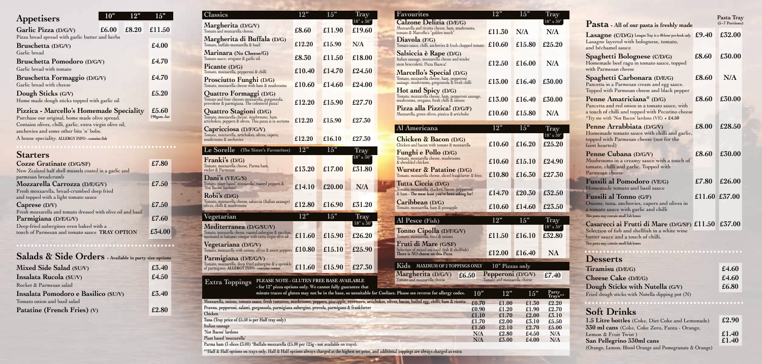## Appetisers

| | 10" | 12" | 15" |
|---|---|---|---|
| **Garlic Pizza (D/G/V)** Pizza bread spread with garlic butter and herbs | £6.00 | £8.20 | £11.50 |
| **Bruschetta (D/G/V)** Garlic bread | | | £4.00 |
| **Bruschetta Pomodoro (D/G/V)** Garlic bread with tomato | | | £4.70 |
| **Bruschetta Formaggio (D/G/V)** Garlic bread with cheese | | | £4.70 |
| **Dough Sticks (G/V)** Home made dough sticks topped with garlic oil | | | £5.20 |
| **Pizzica - Marcello's Homemade Speciality** Purchase our original, home made olive spread. Contains olives, chilli, garlic, extra virgin olive oil, anchovies and some other bits 'n' bobs. A house speciality. ALLERGY INFO - contains fish | | | £5.60 190gsm Jar |

## Starters

| | |
|---|---|
| **Cozze Gratinate (D/G/SF)** New Zealand half shell mussels coated in a garlic and parmesan breadcrumb | £7.80 |
| **Mozzarella Carrozza (D/E/G/V)** Fresh mozzarella, bread-crumbed deep fried and topped with a light tomato sauce | £7.50 |
| **Caprese (D/V)** Fresh mozzarella and tomato dressed with olive oil and basil | £7.50 |
| **Parmigiana (D/E/G/V)** Deep-fried aubergines oven baked with a touch of Parmesan and tomato sauce | £7.60 |
| TRAY OPTION | £34.00 |

## Salads & Side Orders - Available in party size options

| | |
|---|---|
| **Mixed Side Salad (SU/V)** | £3.40 |
| **Insalata Rucola (SU/V)** Rocket & Parmesan salad | £4.50 |
| **Insalata Pomodoro e Basilico (SU/V)** Tomato onion and basil salad | £3.40 |
| **Patatine (French Fries) (V)** | £2.80 |

## Classics

| | 12" | 15" | Tray 18" x 30" |
|---|---|---|---|
| **Margherita (D/G/V)** Tomato and mozzarella cheese. | £8.60 | £11.90 | £19.60 |
| **Margherita di Buffala (D/G)** Tomato, buffalo mozzarella & basil | £12.20 | £15.90 | N/A |
| **Marinara (No Cheese/G)** Tomato sauce, oregano & garlic oil. | £8.30 | £11.50 | £18.00 |
| **Picante (D/G)** Tomato, mozzarella, pepperoni & chilli | £10.40 | £14.70 | £24.50 |
| **Prosciutto Funghi (D/G)** Tomato, mozzarella cheese with ham & mushrooms | £10.60 | £14.60 | £24.00 |
| **Quattro Formaggi (D/G)** Tomato and four cheeses mozzarella, gorgonzola, provolone & parmigiana. The colesterol pizza! | £12.20 | £15.90 | £27.70 |
| **Quattro Stagioni (D/G)** Tomato, mozzarella cheese, mushrooms, ham, artichokes, peppers & olives. This pizza is in sections | £12.20 | £15.90 | £27.30 |
| **Capricciosa (D/F/G/V)** Tomato, mozzarella, artichokes, olives, capers, mushrooms & anchovies | £12.20 | £16.10 | £27.30 |

## Le Sorelle (The Sister's Favourites)

| | 12" | 15" | Tray 18" x 30" |
|---|---|---|---|
| **Franki's (D/G)** Tomato, mozzarella cheese, Parma ham, rocket & Parmesan | £13.20 | £17.00 | £31.80 |
| **Dani's (VE/G/S)** Tomato, plant based 'mozzarella' roasted peppers & 'Not Bacon' lardons! | £14.10 | £20.00 | N/A |
| **Robi's (D/G)** Tomato, mozzarella cheese, salsiccia (Italian sausage) olives, chilli & mushrooms | £12.80 | £16.90 | £31.20 |

## Vegetarian

| | 12" | 15" | Tray 18" x 30" |
|---|---|---|---|
| **Mediterranea (D/G/SU/V)** Tomato, mozzarella cheese, roasted aubergine & zucchini, marinated in balsamic vinegar with extra virgin olive oil | £11.60 | £15.90 | £26.20 |
| **Vegetariana (D/G/V)** Tomato, mozzarella with onions, olives & sweet peppers | £10.80 | £15.10 | £25.90 |
| **Parmigiana (D/E/G/V)** Tomato, mozzarella, deep fried aubergine & a sprinkle of parmigiano. ALLERGY INFO - contains rennet | £11.60 | £15.90 | £27.30 |

## Favourites

| | 12" | 15" | Tray 18" x 30" |
|---|---|---|---|
| **Calzone Delizia (D/E/G)** Mozzarella and ricotta cheese, ham, mushrooms, tomato & Marcello's "golden touch" | £11.30 | N/A | N/A |
| **Diavola (F/G)** Tomato sauce, chilli, anchovies & fresh chopped tomato | £10.60 | £15.80 | £25.20 |
| **Salsiccia è Rape (D/G)** Italian sausage, mozzarella cheese and tender stem broccoletti. Pizza Bianca! | £12.50 | £16.00 | N/A |
| **Marcello's Special (D/G)** Tomato, mozzarella cheese, ham, pepperoni sausage, mushrooms, gorgonzola & fresh chilli | £13.00 | £16.40 | £30.00 |
| **Hot and Spicy (D/G)** Tomato, mozzarella cheese, ham, pepperoni sausage, mushrooms, oregano, fresh chilli & onions | £13.00 | £16.40 | £30.00 |
| **Pizza alla Pizzica! (D/G/F)** Mozzarella, green olives, pizzica & artichoke | £10.60 | £15.80 | N/A |

## Al Americana

| | 12" | 15" | Tray 18" x 30" |
|---|---|---|---|
| **Chicken & Bacon (D/G)** Chicken and bacon with tomato & mozzarella | £10.60 | £16.20 | £25.20 |
| **Funghi e Pollo (D/G)** Tomato, mozzarella cheese, mushrooms & shredded chicken | £10.60 | £15.10 | £24.90 |
| **Wurster & Patatine (D/G)** Tomato, mozzarella cheese, sliced frankfurter & fries | £10.80 | £16.30 | £27.30 |
| **Tutta Ciccia (D/G)** Tomato, mozzarella, chicken, bacon, pepperoni & ham - The meat feast you've been asking for! | £14.70 | £20.30 | £32.50 |
| **Caribbean (D/G)** Tomato, mozzarella, ham & pineapple | £10.60 | £14.60 | £23.50 |

## Al Pesce (Fish)

| | 12" | 15" | Tray 18" x 30" |
|---|---|---|---|
| **Tonno Cipolla (D/F/G/V)** Tomato, mozzarella, tuna & onions | £11.50 | £16.10 | £32.80 |
| **Fruti di Mare (G/SF)** Selection of mixed sea food (fish & shellfish) There is NO cheese on this Pizza | £12.00 | £16.40 | NA |

## Kids MAXIMUM OF 2 TOPPINGS ONLY - 10" Pizzas only

| | | | |
|---|---|---|---|
| **Margherita (D/G/V)** Tomato and mozzarella cheese | £6.50 | **Pepperoni (D/G/V)** Tomato and mozzarella cheese | £7.40 |

## Extra Toppings

PLEASE NOTE - GLUTEN FREE BASE AVAILABLE - for 12" pizza options only. We cannot fully guarantee that minute traces of gluten may not be in the base, so unsuitable for Coeliacs. Please see reverse for allergy codes.

| | 10" | 12" | 15" | Party Trays** |
|---|---|---|---|---|
| Mozzarella, onions, tomato sauce, fresh tomatoes, mushrooms, peppers, pineapple, sweetcorn, artichokes, olives, bacon, boiled egg, chilli, ham & ricotta | £0.70 | £1.00 | £1.30 | £2.20 |
| Prawns, pepperoni, salami, gorgonzola, parmigiana aubergine, provola, parmiagno & frankfurter | £0.90 | £1.20 | £1.90 | £2.70 |
| Chicken | £1.10 | £1.70 | £2.00 | £3.10 |
| Tuna (Tray price of £5.50 is per Half tray only) | £1.70 | £2.00 | £3.10 | £5.50 |
| Italian sausage | £1.50 | £2.10 | £2.70 | £5.00 |
| 'Not Bacon' lardons | N/A | £2.80 | £4.50 | N/A |
| Plant based 'mozzarella' | N/A | £3.00 | £4.00 | N/A |

Parma ham (3 slices £3.00) *Buffalo mozzarella (£5.00 per 125g - not available on trays).

**Half & Half options on trays only. Half & Half options always charged at the highest set price, and additional toppings are always charged as extra

## Pasta - All of our pasta is freshly made

| | | Pasta Tray (5-7 Portions) |
|---|---|---|
| **Lasagne (C/D/G)** Lasagne Tray is a 48-hour pre-book only. Lasagne layered with bolognese, tomato, and béchamel sauce | £9.40 | £32.00 |
| **Spaghetti Bolognese (C/D/G)** Homemade beef ragu in tomato sauce, topped with Parmesan cheese | £8.60 | £30.00 |
| **Spaghetti Carbonara (D/E/G)** Pancetta in a Parmesan cream and egg sauce. Topped with Parmesan cheese and black pepper | £8.60 | N/A |
| **Penne Amatriciana* (D/G)** Pancetta and red onion in a tomato sauce, with a touch of chilli and topped with Pecorino cheese *Try me with 'Not Bacon' lardons (VE) + £4.50 | £8.60 | £30.00 |
| **Penne Arrabbiata (D/G/V)** Homemade tomato sauce with chilli and garlic, topped with Parmesan cheese (not for the faint hearted) | £8.00 | £28.50 |
| **Penne Cubana (D/G/V)** Mushrooms in a creamy sauce with a touch of tomato, chilli and garlic. Topped with Parmesan cheese | £8.60 | £30.00 |
| **Fussili al Pomodoro (VE/G)** Homemade tomato and basil sauce | £7.80 | £26.00 |
| **Fussili al Tonno (G/F)** Onions, tuna, anchovies, capers and olives in a tomato sauce with garlic and chilli. This pasta may contain small fish bones | £11.60 | £37.00 |
| **Casarecci al Frutti di Mare (D/G/SF)** Selection of fish and shellfish in a white wine butter sauce and a touch of chilli. This pasta may contain small fish bones | £11.50 | £37.00 |

## Desserts

| | |
|---|---|
| **Tiramisu (D/E/G)** | £4.60 |
| **Cheese Cake (D/E/G)** | £4.60 |
| **Dough Sticks with Nutella (G/V)** Fried dough sticks with Nutella dipping pot (N) | £6.80 |

## Soft Drinks

| | |
|---|---|
| **1.5 Litre bottles** (Coke, Diet Coke and Lemonade) | £2.90 |
| **330 ml cans** (Coke, Coke Zero, Fanta - Orange, Lemon & Fruit Twist ) | £1.40 |
| **San Pellegrino 330ml cans** (Orange, Lemon, Blood Orange and Pomegranate & Orange) | £1.40 |